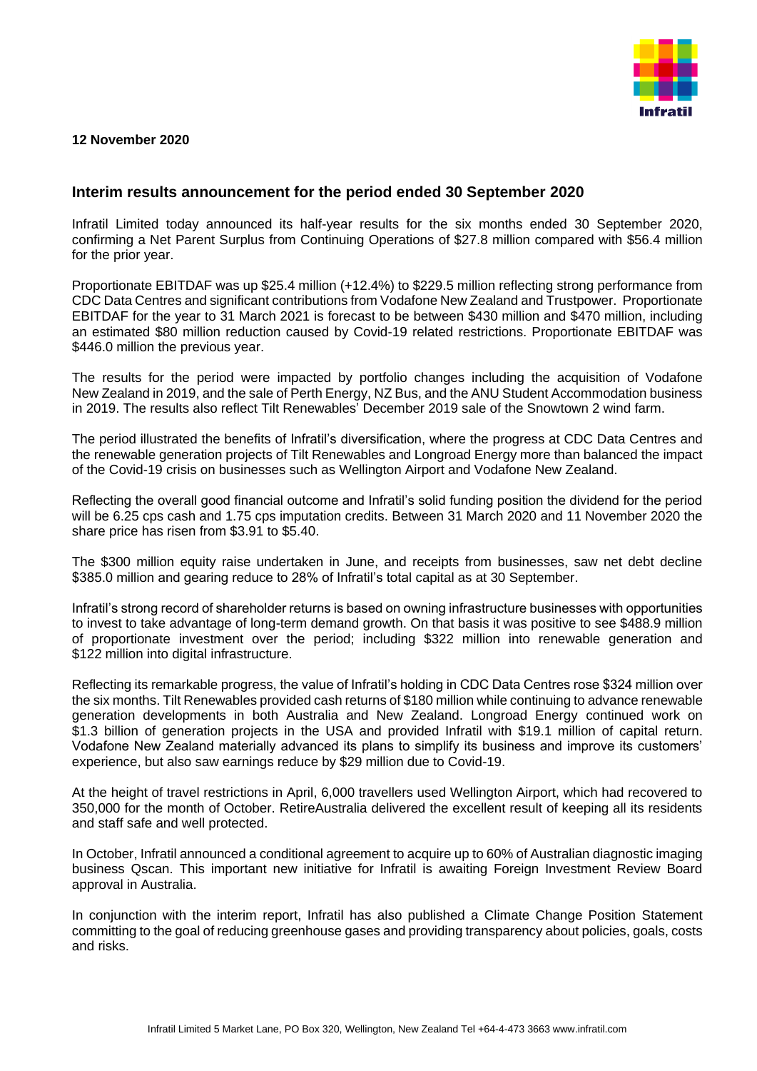**12 November 2020**

## Interim results announcement for the period ended 30 September 2020

Infratil Limited today announced its half-year results for the six months ended 30 September 2020, confirming a Net Parent Surplus from Continuing Operations of $27.8 million compared with $56.4 million for the prior year.

Proportionate EBITDAF was up $25.4 million (+12.4%) to $229.5 million reflecting strong performance from CDC Data Centres and significant contributions from Vodafone New Zealand and Trustpower. Proportionate EBITDAF for the year to 31 March 2021 is forecast to be between $430 million and $470 million, including an estimated $80 million reduction caused by Covid-19 related restrictions. Proportionate EBITDAF was $446.0 million the previous year.

The results for the period were impacted by portfolio changes including the acquisition of Vodafone New Zealand in 2019, and the sale of Perth Energy, NZ Bus, and the ANU Student Accommodation business in 2019. The results also reflect Tilt Renewables' December 2019 sale of the Snowtown 2 wind farm.

The period illustrated the benefits of Infratil's diversification, where the progress at CDC Data Centres and the renewable generation projects of Tilt Renewables and Longroad Energy more than balanced the impact of the Covid-19 crisis on businesses such as Wellington Airport and Vodafone New Zealand.

Reflecting the overall good financial outcome and Infratil's solid funding position the dividend for the period will be 6.25 cps cash and 1.75 cps imputation credits. Between 31 March 2020 and 11 November 2020 the share price has risen from $3.91 to $5.40.

The $300 million equity raise undertaken in June, and receipts from businesses, saw net debt decline $385.0 million and gearing reduce to 28% of Infratil's total capital as at 30 September.

Infratil's strong record of shareholder returns is based on owning infrastructure businesses with opportunities to invest to take advantage of long-term demand growth. On that basis it was positive to see $488.9 million of proportionate investment over the period; including $322 million into renewable generation and $122 million into digital infrastructure.

Reflecting its remarkable progress, the value of Infratil's holding in CDC Data Centres rose $324 million over the six months. Tilt Renewables provided cash returns of $180 million while continuing to advance renewable generation developments in both Australia and New Zealand. Longroad Energy continued work on $1.3 billion of generation projects in the USA and provided Infratil with $19.1 million of capital return. Vodafone New Zealand materially advanced its plans to simplify its business and improve its customers' experience, but also saw earnings reduce by $29 million due to Covid-19.

At the height of travel restrictions in April, 6,000 travellers used Wellington Airport, which had recovered to 350,000 for the month of October. RetireAustralia delivered the excellent result of keeping all its residents and staff safe and well protected.

In October, Infratil announced a conditional agreement to acquire up to 60% of Australian diagnostic imaging business Qscan. This important new initiative for Infratil is awaiting Foreign Investment Review Board approval in Australia.

In conjunction with the interim report, Infratil has also published a Climate Change Position Statement committing to the goal of reducing greenhouse gases and providing transparency about policies, goals, costs and risks.

Infratil Limited 5 Market Lane, PO Box 320, Wellington, New Zealand Tel +64-4-473 3663 www.infratil.com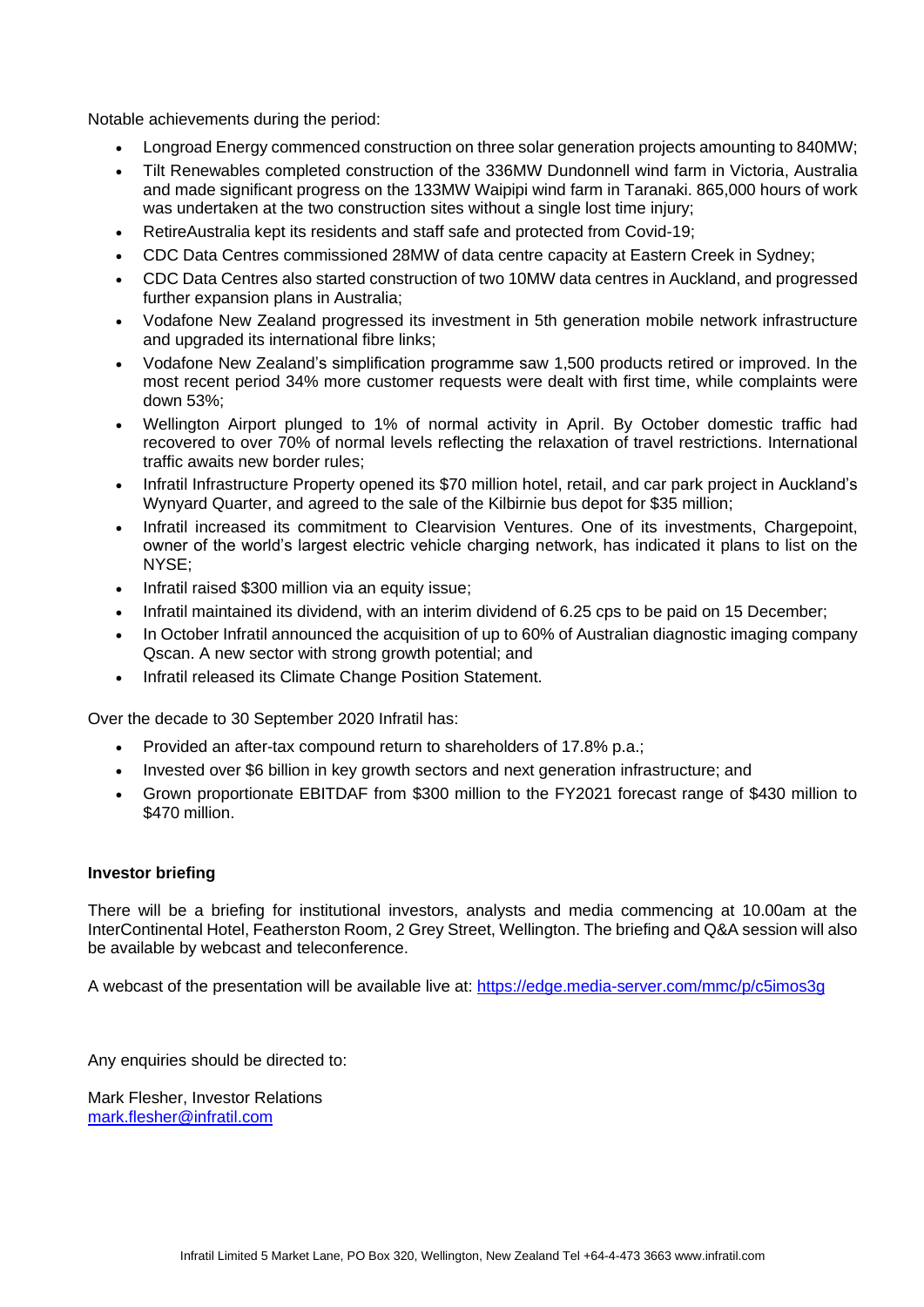Notable achievements during the period:

- Longroad Energy commenced construction on three solar generation projects amounting to 840MW;
- Tilt Renewables completed construction of the 336MW Dundonnell wind farm in Victoria, Australia and made significant progress on the 133MW Waipipi wind farm in Taranaki. 865,000 hours of work was undertaken at the two construction sites without a single lost time injury;
- RetireAustralia kept its residents and staff safe and protected from Covid-19;
- CDC Data Centres commissioned 28MW of data centre capacity at Eastern Creek in Sydney;
- CDC Data Centres also started construction of two 10MW data centres in Auckland, and progressed further expansion plans in Australia;
- Vodafone New Zealand progressed its investment in 5th generation mobile network infrastructure and upgraded its international fibre links;
- Vodafone New Zealand's simplification programme saw 1,500 products retired or improved. In the most recent period 34% more customer requests were dealt with first time, while complaints were down 53%;
- Wellington Airport plunged to 1% of normal activity in April. By October domestic traffic had recovered to over 70% of normal levels reflecting the relaxation of travel restrictions. International traffic awaits new border rules;
- Infratil Infrastructure Property opened its $70 million hotel, retail, and car park project in Auckland's Wynyard Quarter, and agreed to the sale of the Kilbirnie bus depot for $35 million;
- Infratil increased its commitment to Clearvision Ventures. One of its investments, Chargepoint, owner of the world's largest electric vehicle charging network, has indicated it plans to list on the NYSE;
- Infratil raised $300 million via an equity issue;
- Infratil maintained its dividend, with an interim dividend of 6.25 cps to be paid on 15 December;
- In October Infratil announced the acquisition of up to 60% of Australian diagnostic imaging company Qscan. A new sector with strong growth potential; and
- Infratil released its Climate Change Position Statement.

Over the decade to 30 September 2020 Infratil has:

- Provided an after-tax compound return to shareholders of 17.8% p.a.;
- Invested over $6 billion in key growth sectors and next generation infrastructure; and
- Grown proportionate EBITDAF from $300 million to the FY2021 forecast range of $430 million to $470 million.

**Investor briefing**

There will be a briefing for institutional investors, analysts and media commencing at 10.00am at the InterContinental Hotel, Featherston Room, 2 Grey Street, Wellington. The briefing and Q&A session will also be available by webcast and teleconference.

A webcast of the presentation will be available live at: https://edge.media-server.com/mmc/p/c5imos3g

Any enquiries should be directed to:

Mark Flesher, Investor Relations
mark.flesher@infratil.com